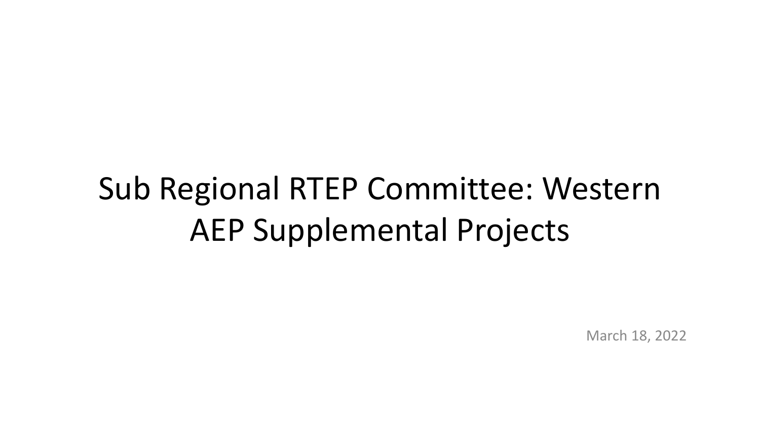# Sub Regional RTEP Committee: Western AEP Supplemental Projects

March 18, 2022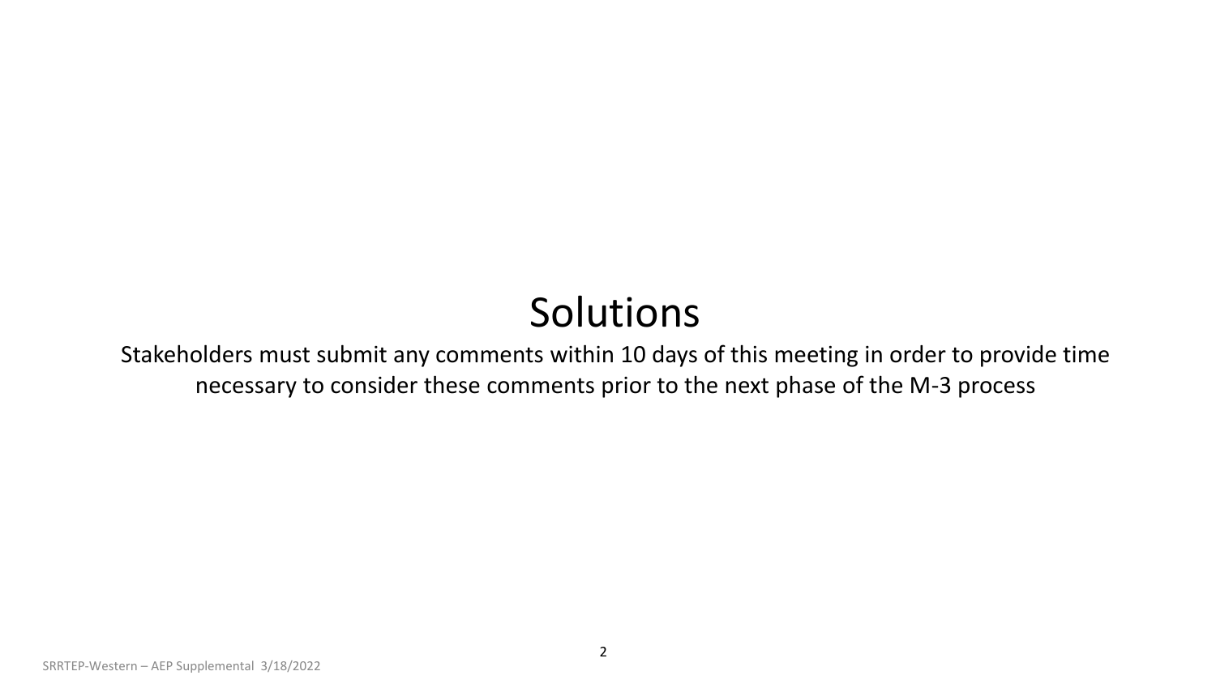# Solutions

Stakeholders must submit any comments within 10 days of this meeting in order to provide time necessary to consider these comments prior to the next phase of the M-3 process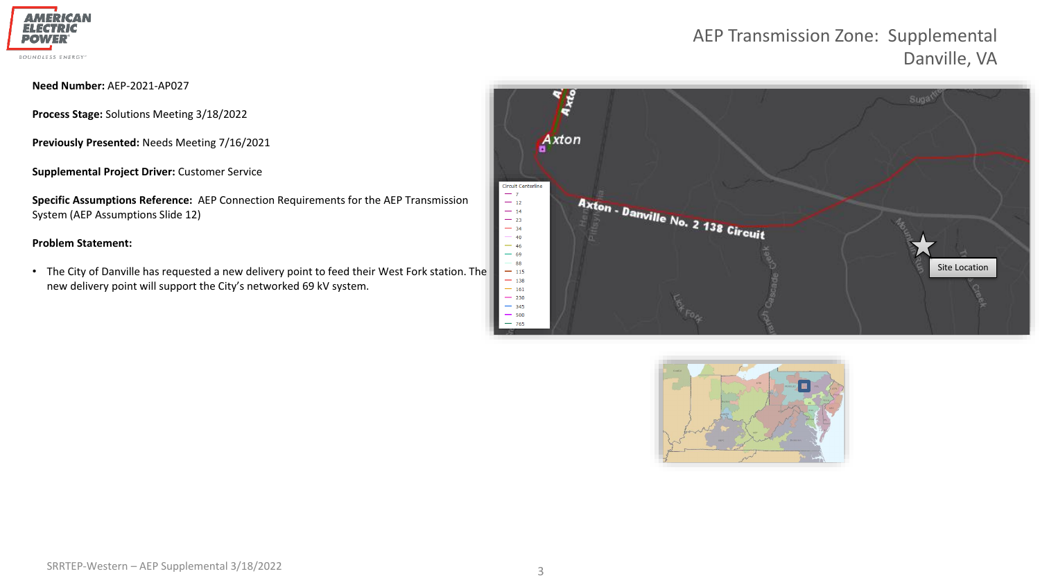# AEP Transmission Zone: Supplemental Danville, VA

**Need Number:** AEP-2021-AP027

**Process Stage:** Solutions Meeting 3/18/2022

**Previously Presented:** Needs Meeting 7/16/2021

**Supplemental Project Driver:** Customer Service

**Specific Assumptions Reference:** AEP Connection Requirements for the AEP Transmission System (AEP Assumptions Slide 12)

**Problem Statement:**

- The City of Danville has requested a new delivery point to feed their West Fork station. The new delivery point will support the City's networked 69 kV system.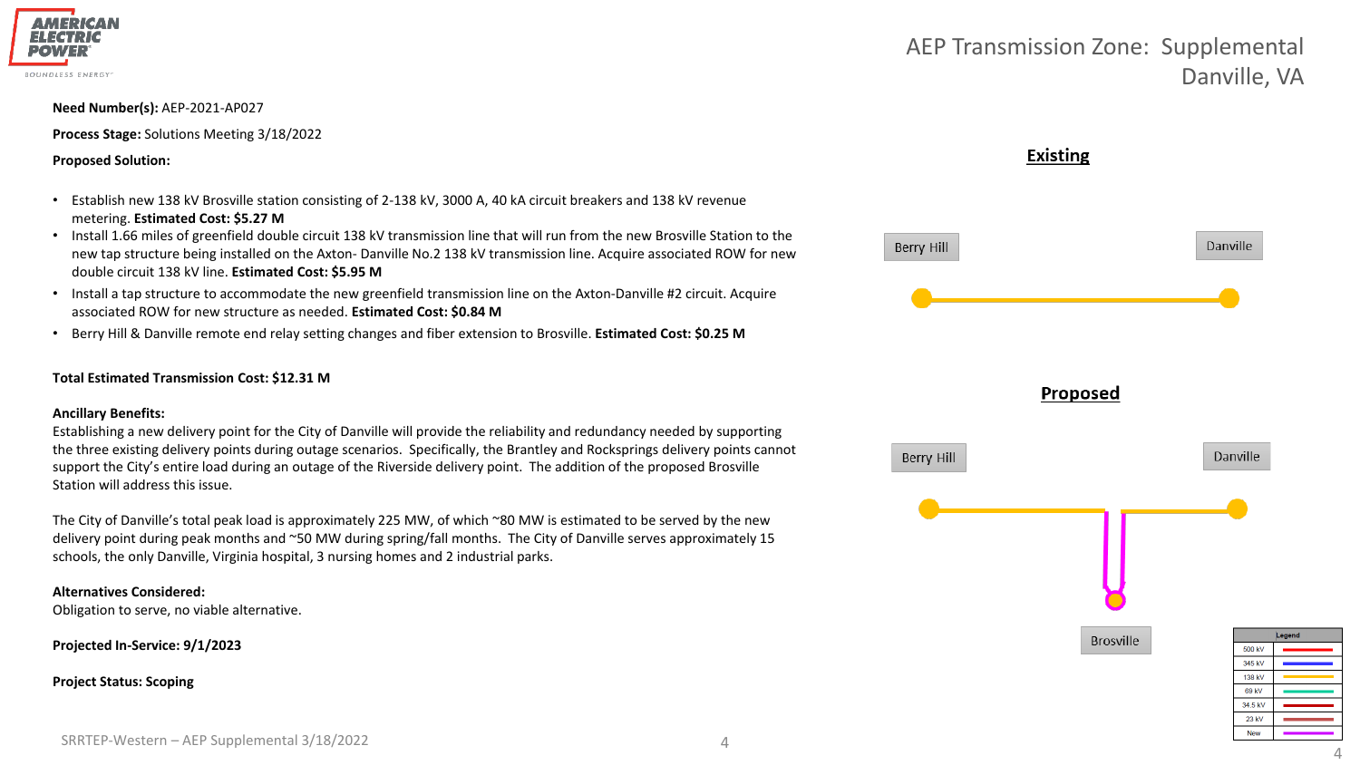# AEP Transmission Zone: Supplemental
## Danville, VA

**Need Number(s):** AEP-2021-AP027

**Process Stage:** Solutions Meeting 3/18/2022

**Proposed Solution:**

- Establish new 138 kV Brosville station consisting of 2-138 kV, 3000 A, 40 kA circuit breakers and 138 kV revenue metering. **Estimated Cost: $5.27 M**
- Install 1.66 miles of greenfield double circuit 138 kV transmission line that will run from the new Brosville Station to the new tap structure being installed on the Axton- Danville No.2 138 kV transmission line. Acquire associated ROW for new double circuit 138 kV line. **Estimated Cost: $5.95 M**
- Install a tap structure to accommodate the new greenfield transmission line on the Axton-Danville #2 circuit. Acquire associated ROW for new structure as needed. **Estimated Cost: $0.84 M**
- Berry Hill & Danville remote end relay setting changes and fiber extension to Brosville. **Estimated Cost: $0.25 M**

**Total Estimated Transmission Cost: $12.31 M**

**Ancillary Benefits:**
Establishing a new delivery point for the City of Danville will provide the reliability and redundancy needed by supporting the three existing delivery points during outage scenarios. Specifically, the Brantley and Rocksprings delivery points cannot support the City's entire load during an outage of the Riverside delivery point. The addition of the proposed Brosville Station will address this issue.

The City of Danville's total peak load is approximately 225 MW, of which ~80 MW is estimated to be served by the new delivery point during peak months and ~50 MW during spring/fall months. The City of Danville serves approximately 15 schools, the only Danville, Virginia hospital, 3 nursing homes and 2 industrial parks.

**Alternatives Considered:**
Obligation to serve, no viable alternative.

**Projected In-Service: 9/1/2023**

**Project Status: Scoping**

**Existing**

Berry Hill — Danville

**Proposed**

Berry Hill — Danville — Brosville

| Legend | |
|---|---|
| 500 kV | |
| 345 kV | |
| 138 kV | |
| 69 kV | |
| 34.5 kV | |
| 23 kV | |
| New | |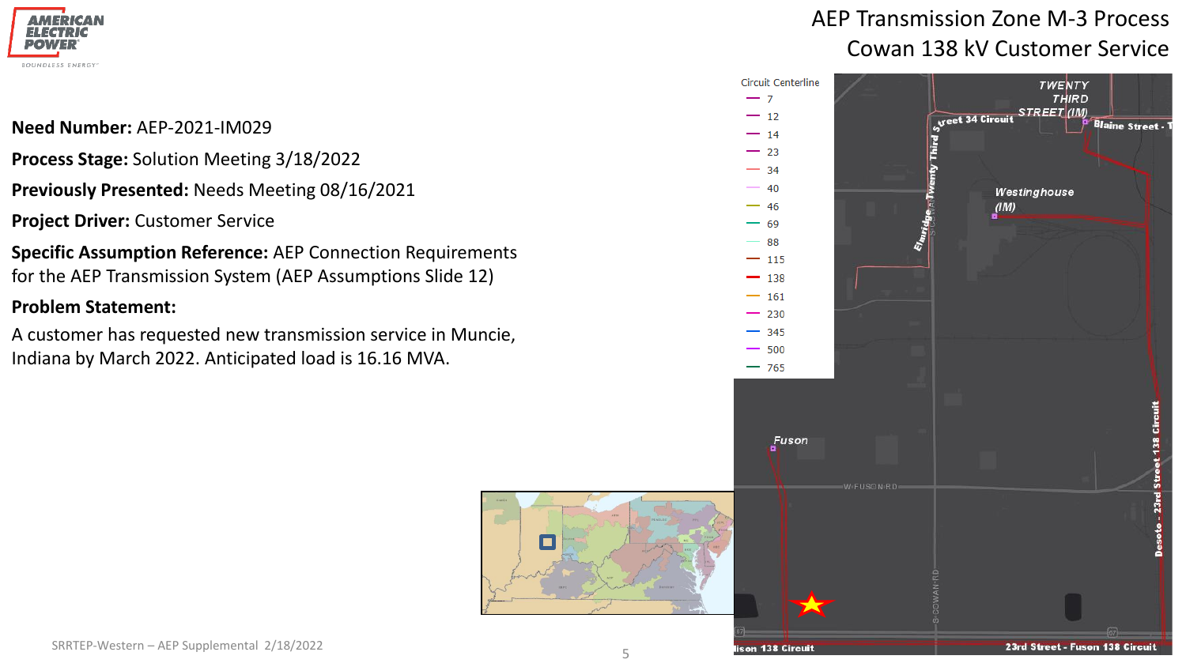# AEP Transmission Zone M-3 Process
## Cowan 138 kV Customer Service

**Need Number:** AEP-2021-IM029

**Process Stage:** Solution Meeting 3/18/2022

**Previously Presented:** Needs Meeting 08/16/2021

**Project Driver:** Customer Service

**Specific Assumption Reference:** AEP Connection Requirements for the AEP Transmission System (AEP Assumptions Slide 12)

**Problem Statement:**

A customer has requested new transmission service in Muncie, Indiana by March 2022. Anticipated load is 16.16 MVA.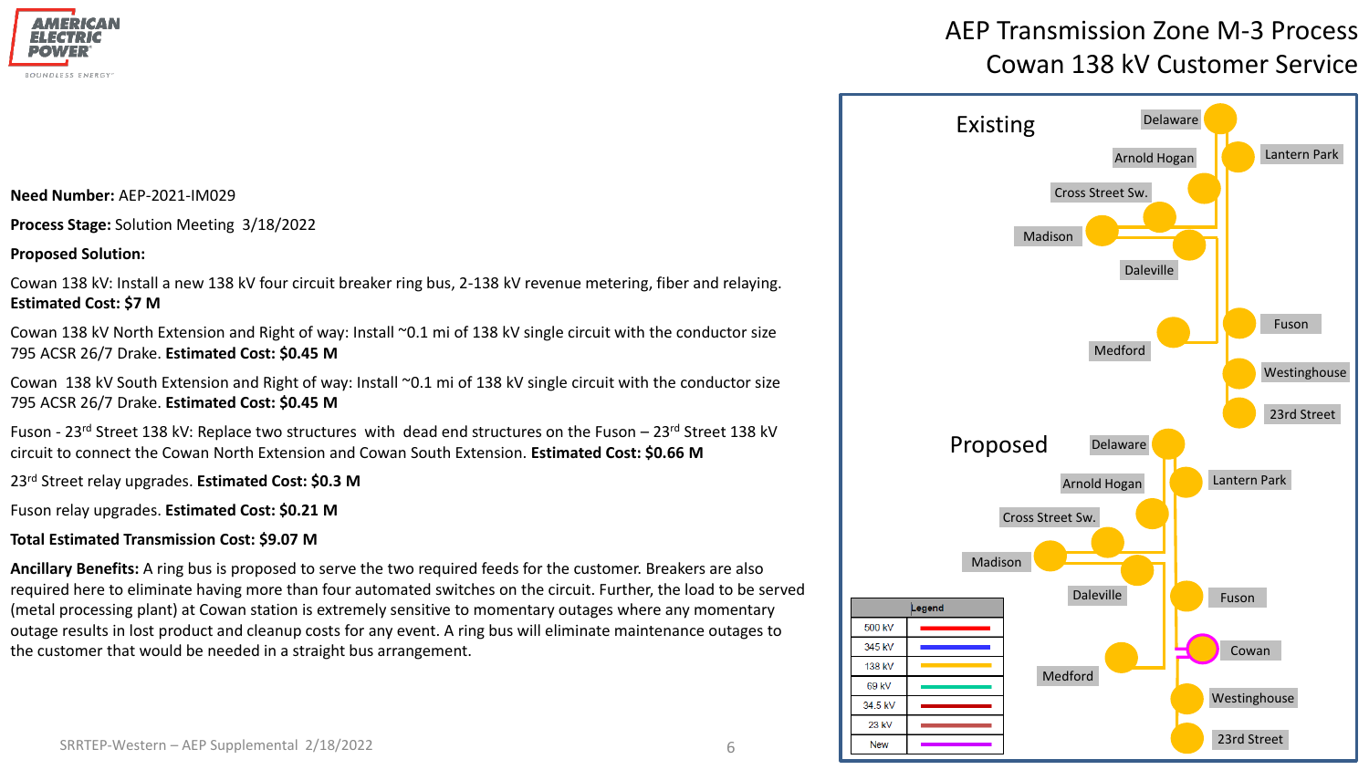# AEP Transmission Zone M-3 Process
## Cowan 138 kV Customer Service

**Need Number:** AEP-2021-IM029

**Process Stage:** Solution Meeting 3/18/2022

**Proposed Solution:**

Cowan 138 kV: Install a new 138 kV four circuit breaker ring bus, 2-138 kV revenue metering, fiber and relaying. **Estimated Cost: $7 M**

Cowan 138 kV North Extension and Right of way: Install ~0.1 mi of 138 kV single circuit with the conductor size 795 ACSR 26/7 Drake. **Estimated Cost: $0.45 M**

Cowan 138 kV South Extension and Right of way: Install ~0.1 mi of 138 kV single circuit with the conductor size 795 ACSR 26/7 Drake. **Estimated Cost: $0.45 M**

Fuson - 23rd Street 138 kV: Replace two structures with dead end structures on the Fuson – 23rd Street 138 kV circuit to connect the Cowan North Extension and Cowan South Extension. **Estimated Cost: $0.66 M**

23rd Street relay upgrades. **Estimated Cost: $0.3 M**

Fuson relay upgrades. **Estimated Cost: $0.21 M**

**Total Estimated Transmission Cost: $9.07 M**

**Ancillary Benefits:** A ring bus is proposed to serve the two required feeds for the customer. Breakers are also required here to eliminate having more than four automated switches on the circuit. Further, the load to be served (metal processing plant) at Cowan station is extremely sensitive to momentary outages where any momentary outage results in lost product and cleanup costs for any event. A ring bus will eliminate maintenance outages to the customer that would be needed in a straight bus arrangement.

**Existing**

Delaware, Lantern Park, Arnold Hogan, Cross Street Sw., Madison, Daleville, Fuson, Medford, Westinghouse, 23rd Street

**Proposed**

Delaware, Lantern Park, Arnold Hogan, Cross Street Sw., Madison, Daleville, Fuson, Cowan, Medford, Westinghouse, 23rd Street

| Legend | |
|---|---|
| 500 kV | red |
| 345 kV | blue |
| 138 kV | yellow |
| 69 kV | green |
| 34.5 kV | dark red |
| 23 kV | brown |
| New | magenta |

SRRTEP-Western – AEP Supplemental 2/18/2022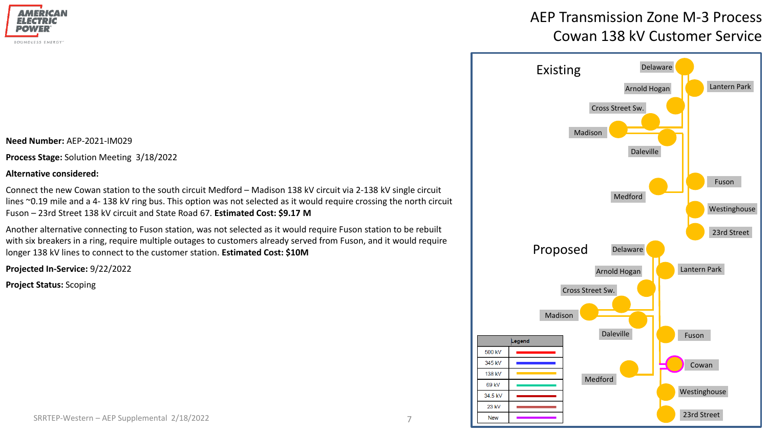# AEP Transmission Zone M-3 Process
## Cowan 138 kV Customer Service

**Need Number:** AEP-2021-IM029

**Process Stage:** Solution Meeting 3/18/2022

**Alternative considered:**

Connect the new Cowan station to the south circuit Medford – Madison 138 kV circuit via 2-138 kV single circuit lines ~0.19 mile and a 4- 138 kV ring bus. This option was not selected as it would require crossing the north circuit Fuson – 23rd Street 138 kV circuit and State Road 67. **Estimated Cost: $9.17 M**

Another alternative connecting to Fuson station, was not selected as it would require Fuson station to be rebuilt with six breakers in a ring, require multiple outages to customers already served from Fuson, and it would require longer 138 kV lines to connect to the customer station. **Estimated Cost: $10M**

**Projected In-Service:** 9/22/2022

**Project Status:** Scoping

Existing: Delaware, Lantern Park, Arnold Hogan, Cross Street Sw., Madison, Daleville, Fuson, Medford, Westinghouse, 23rd Street

Proposed: Delaware, Lantern Park, Arnold Hogan, Cross Street Sw., Madison, Daleville, Fuson, Cowan, Medford, Westinghouse, 23rd Street

| Legend | |
|---|---|
| 500 kV | red |
| 345 kV | blue |
| 138 kV | yellow |
| 69 kV | green |
| 34.5 kV | dark red |
| 23 kV | brown |
| New | magenta |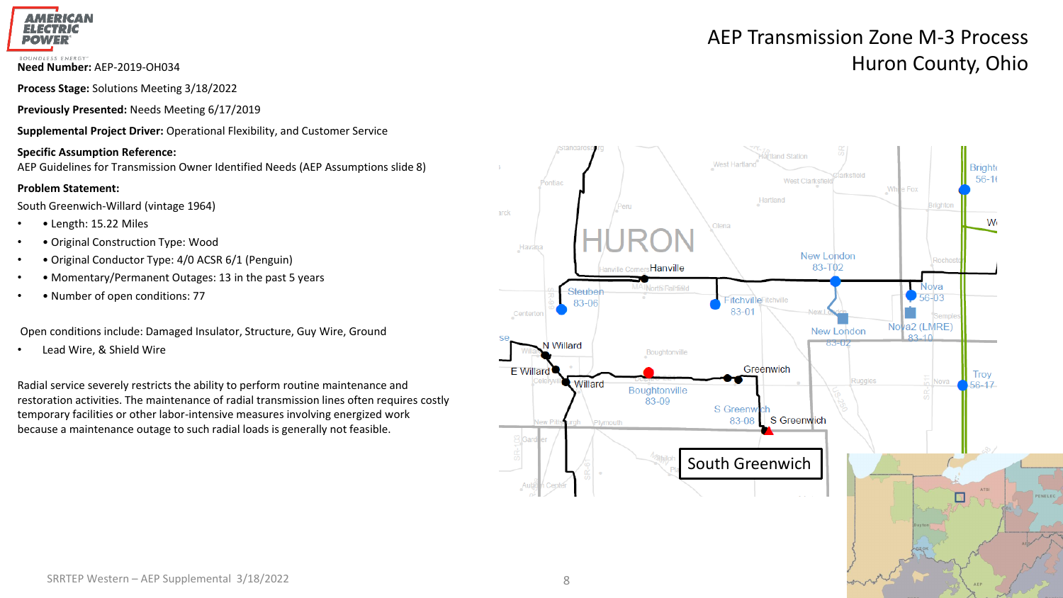# AEP Transmission Zone M-3 Process
## Huron County, Ohio

**Need Number:** AEP-2019-OH034

**Process Stage:** Solutions Meeting 3/18/2022

**Previously Presented:** Needs Meeting 6/17/2019

**Supplemental Project Driver:** Operational Flexibility, and Customer Service

**Specific Assumption Reference:**

AEP Guidelines for Transmission Owner Identified Needs (AEP Assumptions slide 8)

**Problem Statement:**

South Greenwich-Willard (vintage 1964)

- Length: 15.22 Miles
- Original Construction Type: Wood
- Original Conductor Type: 4/0 ACSR 6/1 (Penguin)
- Momentary/Permanent Outages: 13 in the past 5 years
- Number of open conditions: 77

Open conditions include: Damaged Insulator, Structure, Guy Wire, Ground

- Lead Wire, & Shield Wire

Radial service severely restricts the ability to perform routine maintenance and restoration activities. The maintenance of radial transmission lines often requires costly temporary facilities or other labor-intensive measures involving energized work because a maintenance outage to such radial loads is generally not feasible.

SRRTEP Western – AEP Supplemental 3/18/2022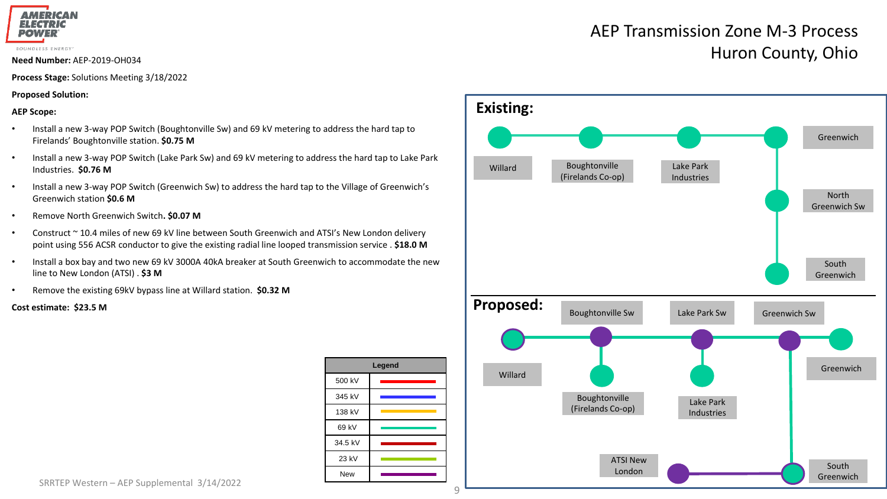# AEP Transmission Zone M-3 Process
## Huron County, Ohio

**Need Number:** AEP-2019-OH034

**Process Stage:** Solutions Meeting 3/18/2022

**Proposed Solution:**

**AEP Scope:**

- Install a new 3-way POP Switch (Boughtonville Sw) and 69 kV metering to address the hard tap to Firelands' Boughtonville station. **$0.75 M**
- Install a new 3-way POP Switch (Lake Park Sw) and 69 kV metering to address the hard tap to Lake Park Industries. **$0.76 M**
- Install a new 3-way POP Switch (Greenwich Sw) to address the hard tap to the Village of Greenwich's Greenwich station **$0.6 M**
- Remove North Greenwich Switch**. $0.07 M**
- Construct ~ 10.4 miles of new 69 kV line between South Greenwich and ATSI's New London delivery point using 556 ACSR conductor to give the existing radial line looped transmission service . **$18.0 M**
- Install a box bay and two new 69 kV 3000A 40kA breaker at South Greenwich to accommodate the new line to New London (ATSI) . **$3 M**
- Remove the existing 69kV bypass line at Willard station. **$0.32 M**

**Cost estimate: $23.5 M**

**Existing:** Willard — Boughtonville (Firelands Co-op) — Lake Park Industries — Greenwich — North Greenwich Sw — South Greenwich

**Proposed:** Willard — Boughtonville Sw (Boughtonville (Firelands Co-op)) — Lake Park Sw (Lake Park Industries) — Greenwich Sw — Greenwich; Greenwich Sw — South Greenwich — ATSI New London

| Legend | |
|---|---|
| 500 kV | |
| 345 kV | |
| 138 kV | |
| 69 kV | |
| 34.5 kV | |
| 23 kV | |
| New | |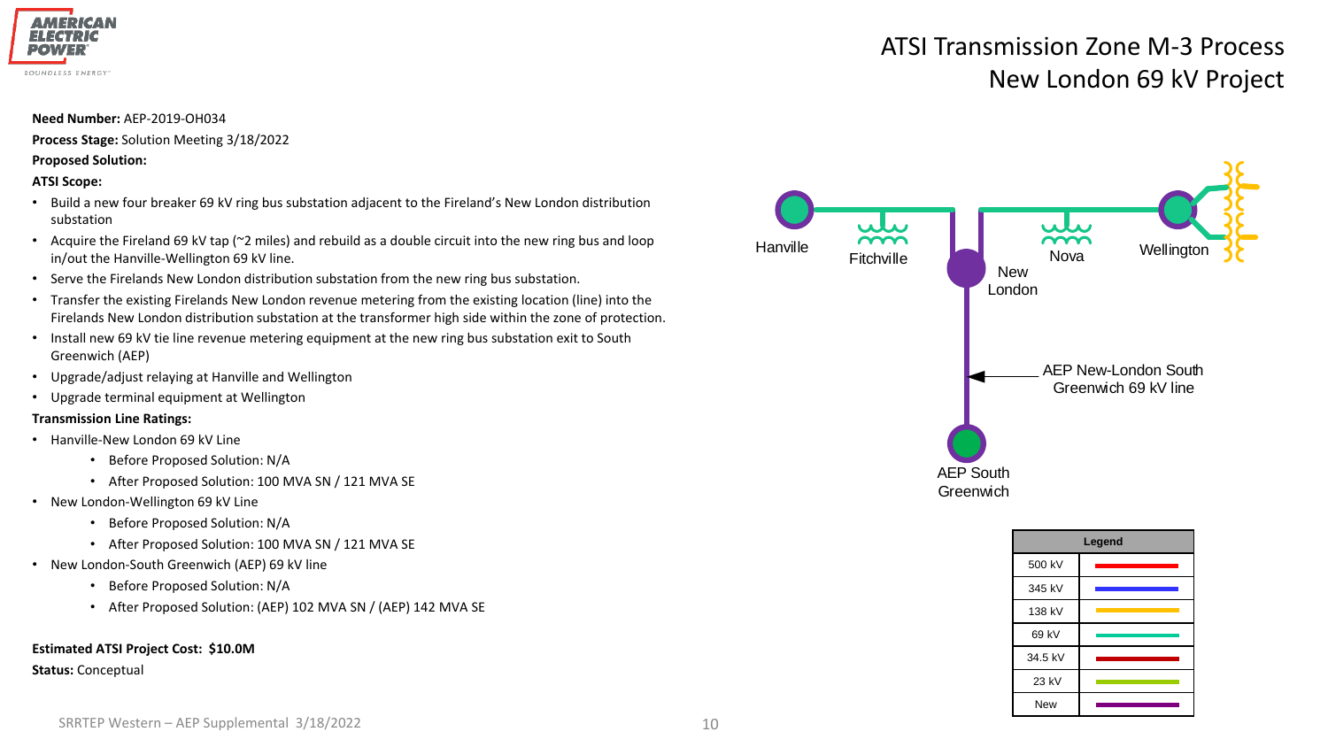# ATSI Transmission Zone M-3 Process
## New London 69 kV Project

**Need Number:** AEP-2019-OH034

**Process Stage:** Solution Meeting 3/18/2022

**Proposed Solution:**

**ATSI Scope:**

- Build a new four breaker 69 kV ring bus substation adjacent to the Fireland's New London distribution substation
- Acquire the Fireland 69 kV tap (~2 miles) and rebuild as a double circuit into the new ring bus and loop in/out the Hanville-Wellington 69 kV line.
- Serve the Firelands New London distribution substation from the new ring bus substation.
- Transfer the existing Firelands New London revenue metering from the existing location (line) into the Firelands New London distribution substation at the transformer high side within the zone of protection.
- Install new 69 kV tie line revenue metering equipment at the new ring bus substation exit to South Greenwich (AEP)
- Upgrade/adjust relaying at Hanville and Wellington
- Upgrade terminal equipment at Wellington

**Transmission Line Ratings:**

- Hanville-New London 69 kV Line
  - Before Proposed Solution: N/A
  - After Proposed Solution: 100 MVA SN / 121 MVA SE
- New London-Wellington 69 kV Line
  - Before Proposed Solution: N/A
  - After Proposed Solution: 100 MVA SN / 121 MVA SE
- New London-South Greenwich (AEP) 69 kV line
  - Before Proposed Solution: N/A
  - After Proposed Solution: (AEP) 102 MVA SN / (AEP) 142 MVA SE

**Estimated ATSI Project Cost: $10.0M**

**Status:** Conceptual

Hanville, Fitchville, Nova, Wellington, New London, AEP New-London South Greenwich 69 kV line, AEP South Greenwich

| Legend | |
|---|---|
| 500 kV | |
| 345 kV | |
| 138 kV | |
| 69 kV | |
| 34.5 kV | |
| 23 kV | |
| New | |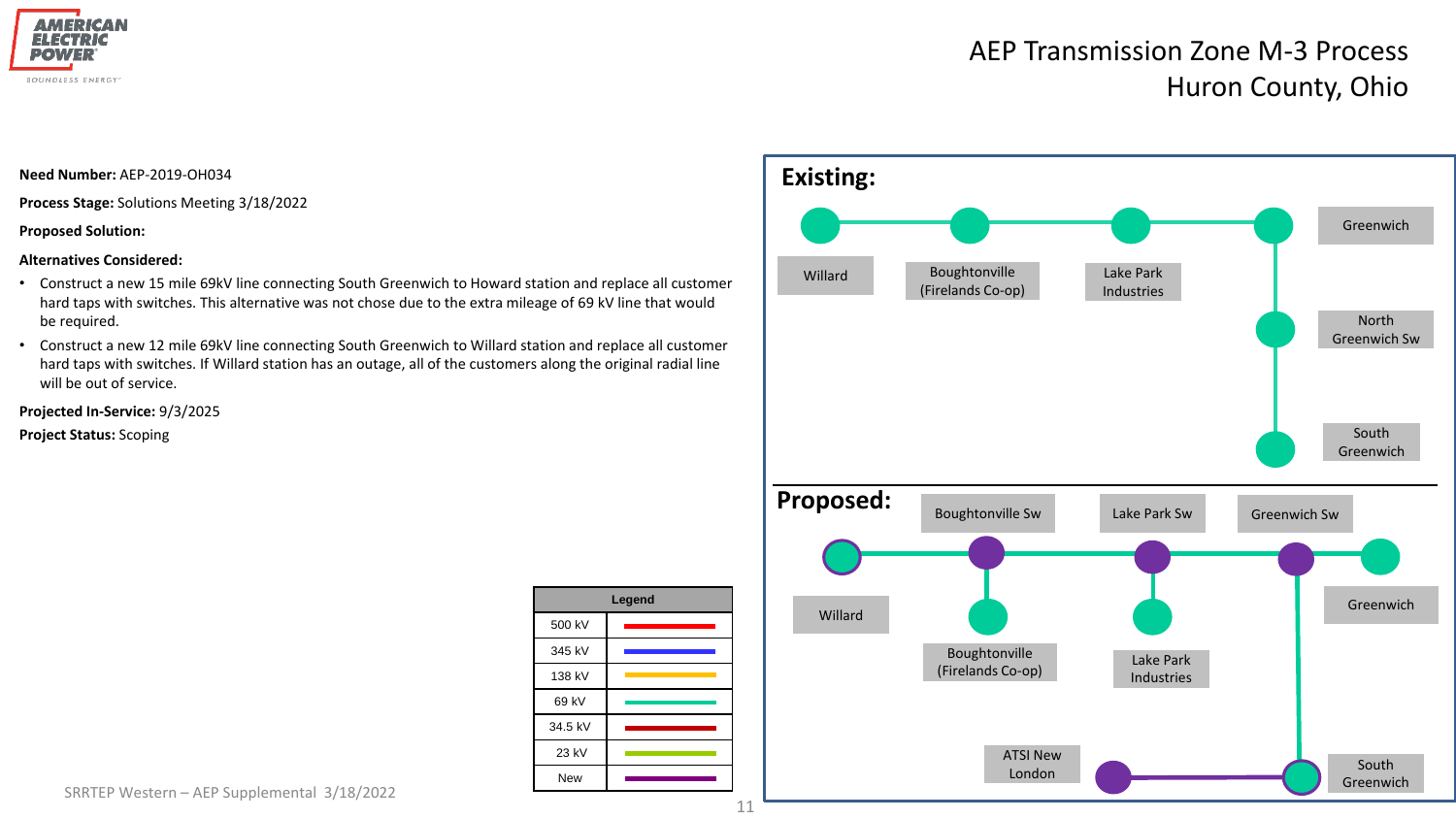# AEP Transmission Zone M-3 Process
## Huron County, Ohio

**Need Number:** AEP-2019-OH034

**Process Stage:** Solutions Meeting 3/18/2022

**Proposed Solution:**

**Alternatives Considered:**

- Construct a new 15 mile 69kV line connecting South Greenwich to Howard station and replace all customer hard taps with switches. This alternative was not chose due to the extra mileage of 69 kV line that would be required.
- Construct a new 12 mile 69kV line connecting South Greenwich to Willard station and replace all customer hard taps with switches. If Willard station has an outage, all of the customers along the original radial line will be out of service.

**Projected In-Service:** 9/3/2025

**Project Status:** Scoping

**Existing:**

Willard, Boughtonville (Firelands Co-op), Lake Park Industries, Greenwich, North Greenwich Sw, South Greenwich

**Proposed:**

Boughtonville Sw, Lake Park Sw, Greenwich Sw, Willard, Greenwich, Boughtonville (Firelands Co-op), Lake Park Industries, ATSI New London, South Greenwich

| Legend | |
|---|---|
| 500 kV | |
| 345 kV | |
| 138 kV | |
| 69 kV | |
| 34.5 kV | |
| 23 kV | |
| New | |

SRRTEP Western – AEP Supplemental 3/18/2022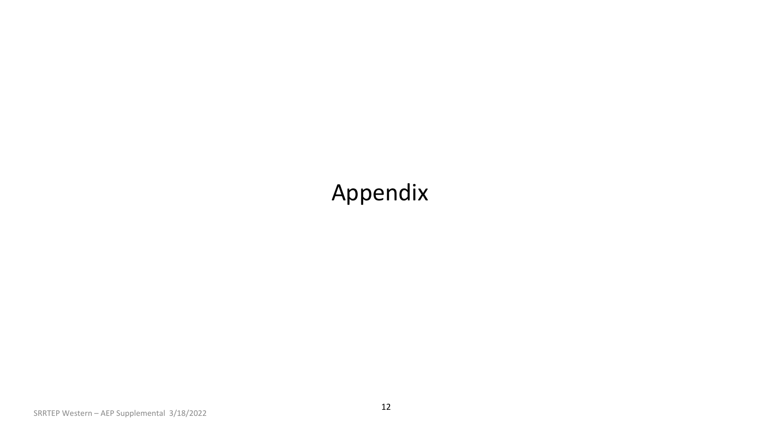# Appendix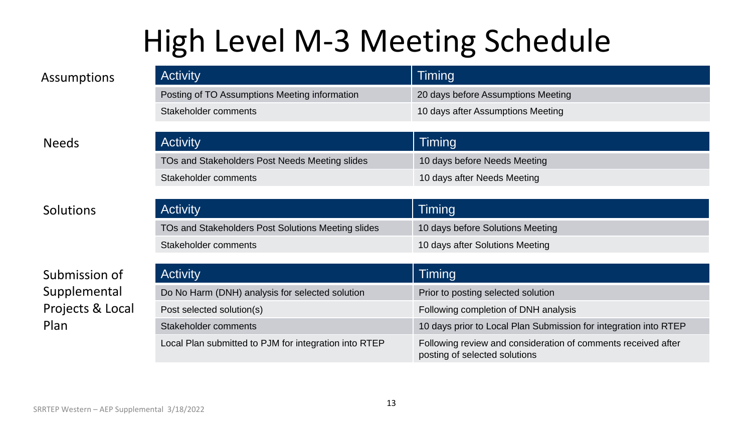# High Level M-3 Meeting Schedule

**Assumptions**

| Activity | Timing |
|---|---|
| Posting of TO Assumptions Meeting information | 20 days before Assumptions Meeting |
| Stakeholder comments | 10 days after Assumptions Meeting |

**Needs**

| Activity | Timing |
|---|---|
| TOs and Stakeholders Post Needs Meeting slides | 10 days before Needs Meeting |
| Stakeholder comments | 10 days after Needs Meeting |

**Solutions**

| Activity | Timing |
|---|---|
| TOs and Stakeholders Post Solutions Meeting slides | 10 days before Solutions Meeting |
| Stakeholder comments | 10 days after Solutions Meeting |

**Submission of Supplemental Projects & Local Plan**

| Activity | Timing |
|---|---|
| Do No Harm (DNH) analysis for selected solution | Prior to posting selected solution |
| Post selected solution(s) | Following completion of DNH analysis |
| Stakeholder comments | 10 days prior to Local Plan Submission for integration into RTEP |
| Local Plan submitted to PJM for integration into RTEP | Following review and consideration of comments received after posting of selected solutions |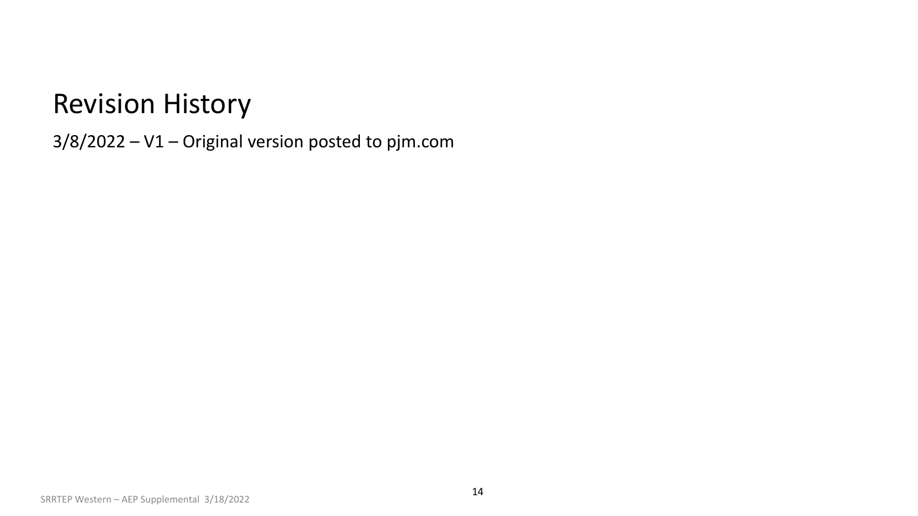# Revision History

3/8/2022 – V1 – Original version posted to pjm.com